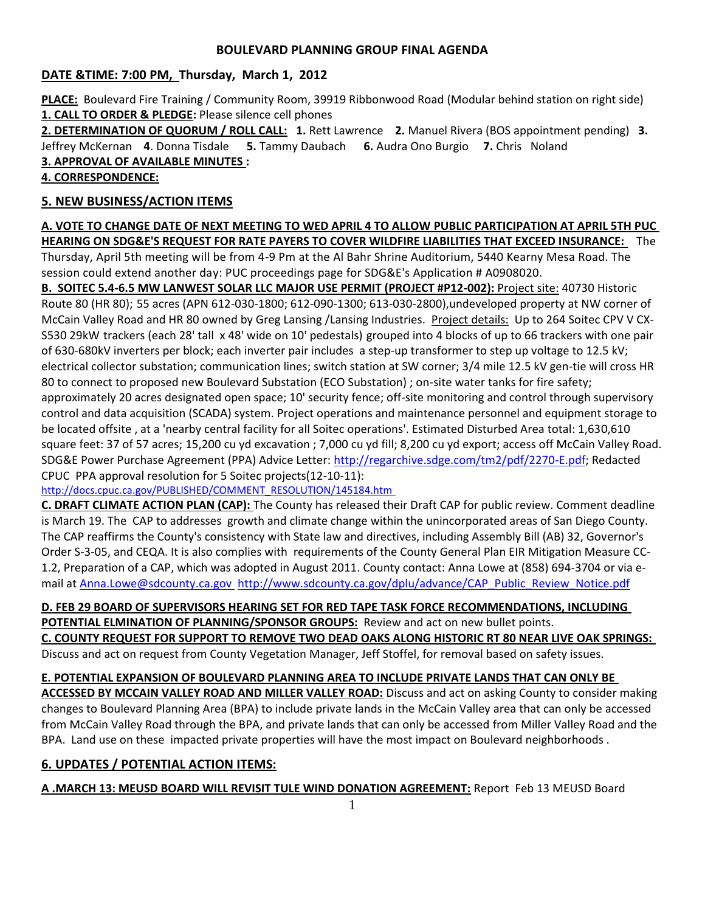# BOULEVARD PLANNING GROUP FINAL AGENDA

## DATE &TIME: 7:00 PM, Thursday, March 1, 2012

**PLACE:** Boulevard Fire Training / Community Room, 39919 Ribbonwood Road (Modular behind station on right side)

**1. CALL TO ORDER & PLEDGE:** Please silence cell phones

**2. DETERMINATION OF QUORUM / ROLL CALL:** **1.** Rett Lawrence **2.** Manuel Rivera (BOS appointment pending) **3.** Jeffrey McKernan **4**. Donna Tisdale **5.** Tammy Daubach **6.** Audra Ono Burgio **7.** Chris Noland

**3. APPROVAL OF AVAILABLE MINUTES :**

**4. CORRESPONDENCE:**

## 5. NEW BUSINESS/ACTION ITEMS

**A. VOTE TO CHANGE DATE OF NEXT MEETING TO WED APRIL 4 TO ALLOW PUBLIC PARTICIPATION AT APRIL 5TH PUC HEARING ON SDG&E'S REQUEST FOR RATE PAYERS TO COVER WILDFIRE LIABILITIES THAT EXCEED INSURANCE:** The Thursday, April 5th meeting will be from 4-9 Pm at the Al Bahr Shrine Auditorium, 5440 Kearny Mesa Road. The session could extend another day: PUC proceedings page for SDG&E's Application # A0908020.

**B. SOITEC 5.4-6.5 MW LANWEST SOLAR LLC MAJOR USE PERMIT (PROJECT #P12-002):** Project site: 40730 Historic Route 80 (HR 80); 55 acres (APN 612-030-1800; 612-090-1300; 613-030-2800),undeveloped property at NW corner of McCain Valley Road and HR 80 owned by Greg Lansing /Lansing Industries. Project details: Up to 264 Soitec CPV V CX-S530 29kW trackers (each 28' tall x 48' wide on 10' pedestals) grouped into 4 blocks of up to 66 trackers with one pair of 630-680kV inverters per block; each inverter pair includes a step-up transformer to step up voltage to 12.5 kV; electrical collector substation; communication lines; switch station at SW corner; 3/4 mile 12.5 kV gen-tie will cross HR 80 to connect to proposed new Boulevard Substation (ECO Substation) ; on-site water tanks for fire safety; approximately 20 acres designated open space; 10' security fence; off-site monitoring and control through supervisory control and data acquisition (SCADA) system. Project operations and maintenance personnel and equipment storage to be located offsite , at a 'nearby central facility for all Soitec operations'. Estimated Disturbed Area total: 1,630,610 square feet: 37 of 57 acres; 15,200 cu yd excavation ; 7,000 cu yd fill; 8,200 cu yd export; access off McCain Valley Road. SDG&E Power Purchase Agreement (PPA) Advice Letter: http://regarchive.sdge.com/tm2/pdf/2270-E.pdf; Redacted CPUC PPA approval resolution for 5 Soitec projects(12-10-11): http://docs.cpuc.ca.gov/PUBLISHED/COMMENT_RESOLUTION/145184.htm

**C. DRAFT CLIMATE ACTION PLAN (CAP):** The County has released their Draft CAP for public review. Comment deadline is March 19. The CAP to addresses growth and climate change within the unincorporated areas of San Diego County. The CAP reaffirms the County's consistency with State law and directives, including Assembly Bill (AB) 32, Governor's Order S-3-05, and CEQA. It is also complies with requirements of the County General Plan EIR Mitigation Measure CC-1.2, Preparation of a CAP, which was adopted in August 2011. County contact: Anna Lowe at (858) 694-3704 or via e-mail at Anna.Lowe@sdcounty.ca.gov http://www.sdcounty.ca.gov/dplu/advance/CAP_Public_Review_Notice.pdf

**D. FEB 29 BOARD OF SUPERVISORS HEARING SET FOR RED TAPE TASK FORCE RECOMMENDATIONS, INCLUDING POTENTIAL ELMINATION OF PLANNING/SPONSOR GROUPS:** Review and act on new bullet points.

**C. COUNTY REQUEST FOR SUPPORT TO REMOVE TWO DEAD OAKS ALONG HISTORIC RT 80 NEAR LIVE OAK SPRINGS:** Discuss and act on request from County Vegetation Manager, Jeff Stoffel, for removal based on safety issues.

**E. POTENTIAL EXPANSION OF BOULEVARD PLANNING AREA TO INCLUDE PRIVATE LANDS THAT CAN ONLY BE ACCESSED BY MCCAIN VALLEY ROAD AND MILLER VALLEY ROAD:** Discuss and act on asking County to consider making changes to Boulevard Planning Area (BPA) to include private lands in the McCain Valley area that can only be accessed from McCain Valley Road through the BPA, and private lands that can only be accessed from Miller Valley Road and the BPA. Land use on these impacted private properties will have the most impact on Boulevard neighborhoods .

## 6. UPDATES / POTENTIAL ACTION ITEMS:

**A .MARCH 13: MEUSD BOARD WILL REVISIT TULE WIND DONATION AGREEMENT:** Report Feb 13 MEUSD Board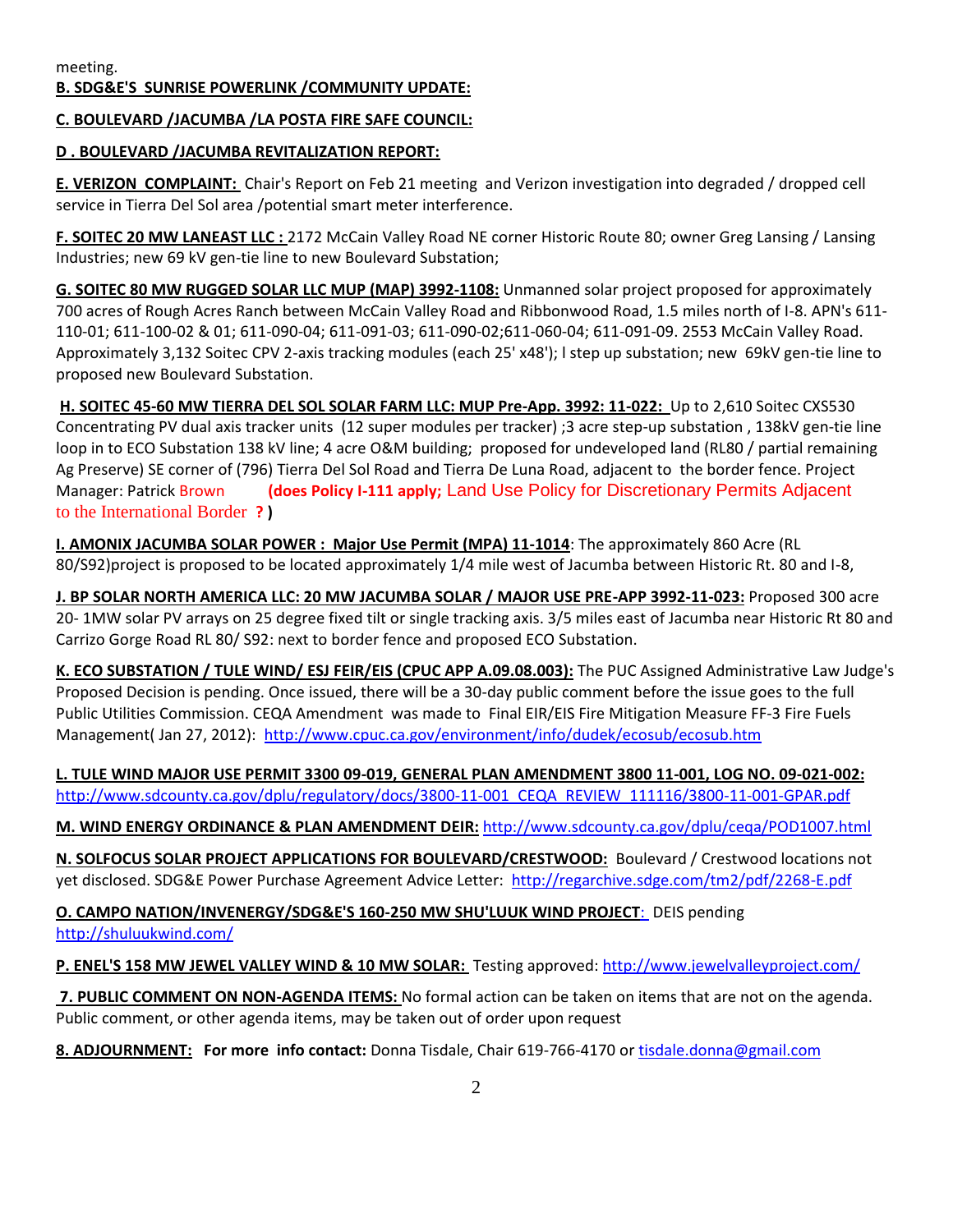meeting.

**B. SDG&E'S SUNRISE POWERLINK /COMMUNITY UPDATE:**

**C. BOULEVARD /JACUMBA /LA POSTA FIRE SAFE COUNCIL:**

**D . BOULEVARD /JACUMBA REVITALIZATION REPORT:**

**E. VERIZON COMPLAINT:** Chair's Report on Feb 21 meeting and Verizon investigation into degraded / dropped cell service in Tierra Del Sol area /potential smart meter interference.

**F. SOITEC 20 MW LANEAST LLC :** 2172 McCain Valley Road NE corner Historic Route 80; owner Greg Lansing / Lansing Industries; new 69 kV gen-tie line to new Boulevard Substation;

**G. SOITEC 80 MW RUGGED SOLAR LLC MUP (MAP) 3992-1108:** Unmanned solar project proposed for approximately 700 acres of Rough Acres Ranch between McCain Valley Road and Ribbonwood Road, 1.5 miles north of I-8. APN's 611-110-01; 611-100-02 & 01; 611-090-04; 611-091-03; 611-090-02;611-060-04; 611-091-09. 2553 McCain Valley Road. Approximately 3,132 Soitec CPV 2-axis tracking modules (each 25' x48'); l step up substation; new 69kV gen-tie line to proposed new Boulevard Substation.

**H. SOITEC 45-60 MW TIERRA DEL SOL SOLAR FARM LLC: MUP Pre-App. 3992: 11-022:** Up to 2,610 Soitec CXS530 Concentrating PV dual axis tracker units (12 super modules per tracker) ;3 acre step-up substation , 138kV gen-tie line loop in to ECO Substation 138 kV line; 4 acre O&M building; proposed for undeveloped land (RL80 / partial remaining Ag Preserve) SE corner of (796) Tierra Del Sol Road and Tierra De Luna Road, adjacent to the border fence. Project Manager: Patrick Brown **(does Policy I-111 apply;** Land Use Policy for Discretionary Permits Adjacent to the International Border **? )**

**I. AMONIX JACUMBA SOLAR POWER : Major Use Permit (MPA) 11-1014**: The approximately 860 Acre (RL 80/S92)project is proposed to be located approximately 1/4 mile west of Jacumba between Historic Rt. 80 and I-8,

**J. BP SOLAR NORTH AMERICA LLC: 20 MW JACUMBA SOLAR / MAJOR USE PRE-APP 3992-11-023:** Proposed 300 acre 20- 1MW solar PV arrays on 25 degree fixed tilt or single tracking axis. 3/5 miles east of Jacumba near Historic Rt 80 and Carrizo Gorge Road RL 80/ S92: next to border fence and proposed ECO Substation.

**K. ECO SUBSTATION / TULE WIND/ ESJ FEIR/EIS (CPUC APP A.09.08.003):** The PUC Assigned Administrative Law Judge's Proposed Decision is pending. Once issued, there will be a 30-day public comment before the issue goes to the full Public Utilities Commission. CEQA Amendment was made to Final EIR/EIS Fire Mitigation Measure FF-3 Fire Fuels Management( Jan 27, 2012): http://www.cpuc.ca.gov/environment/info/dudek/ecosub/ecosub.htm

**L. TULE WIND MAJOR USE PERMIT 3300 09-019, GENERAL PLAN AMENDMENT 3800 11-001, LOG NO. 09-021-002:** http://www.sdcounty.ca.gov/dplu/regulatory/docs/3800-11-001_CEQA_REVIEW_111116/3800-11-001-GPAR.pdf

**M. WIND ENERGY ORDINANCE & PLAN AMENDMENT DEIR:** http://www.sdcounty.ca.gov/dplu/ceqa/POD1007.html

**N. SOLFOCUS SOLAR PROJECT APPLICATIONS FOR BOULEVARD/CRESTWOOD:** Boulevard / Crestwood locations not yet disclosed. SDG&E Power Purchase Agreement Advice Letter: http://regarchive.sdge.com/tm2/pdf/2268-E.pdf

**O. CAMPO NATION/INVENERGY/SDG&E'S 160-250 MW SHU'LUUK WIND PROJECT:** DEIS pending http://shuluukwind.com/

**P. ENEL'S 158 MW JEWEL VALLEY WIND & 10 MW SOLAR:** Testing approved: http://www.jewelvalleyproject.com/

**7. PUBLIC COMMENT ON NON-AGENDA ITEMS:** No formal action can be taken on items that are not on the agenda. Public comment, or other agenda items, may be taken out of order upon request

**8. ADJOURNMENT: For more info contact:** Donna Tisdale, Chair 619-766-4170 or tisdale.donna@gmail.com